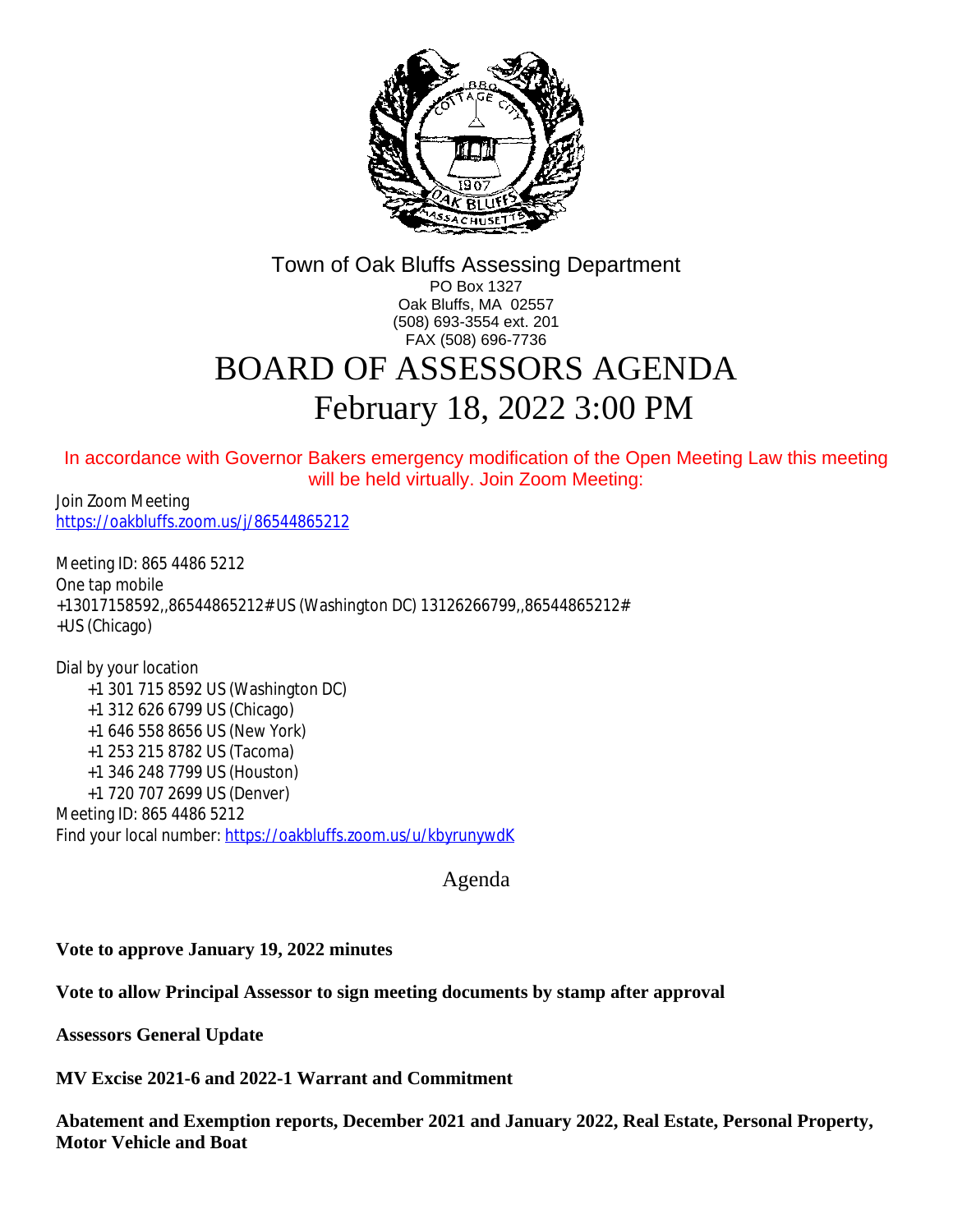Town of Oak Bluffs Assessing Department
PO Box 1327
Oak Bluffs, MA 02557
(508) 693-3554 ext. 201
FAX (508) 696-7736

# BOARD OF ASSESSORS AGENDA
# February 18, 2022 3:00 PM

In accordance with Governor Bakers emergency modification of the Open Meeting Law this meeting will be held virtually. Join Zoom Meeting:

Join Zoom Meeting
https://oakbluffs.zoom.us/j/86544865212

Meeting ID: 865 4486 5212
One tap mobile
+13017158592,,86544865212# US (Washington DC) 13126266799,,86544865212#
+US (Chicago)

Dial by your location
+1 301 715 8592 US (Washington DC)
+1 312 626 6799 US (Chicago)
+1 646 558 8656 US (New York)
+1 253 215 8782 US (Tacoma)
+1 346 248 7799 US (Houston)
+1 720 707 2699 US (Denver)
Meeting ID: 865 4486 5212
Find your local number: https://oakbluffs.zoom.us/u/kbyrunywdK

## Agenda

**Vote to approve January 19, 2022 minutes**

**Vote to allow Principal Assessor to sign meeting documents by stamp after approval**

**Assessors General Update**

**MV Excise 2021-6 and 2022-1 Warrant and Commitment**

**Abatement and Exemption reports, December 2021 and January 2022, Real Estate, Personal Property, Motor Vehicle and Boat**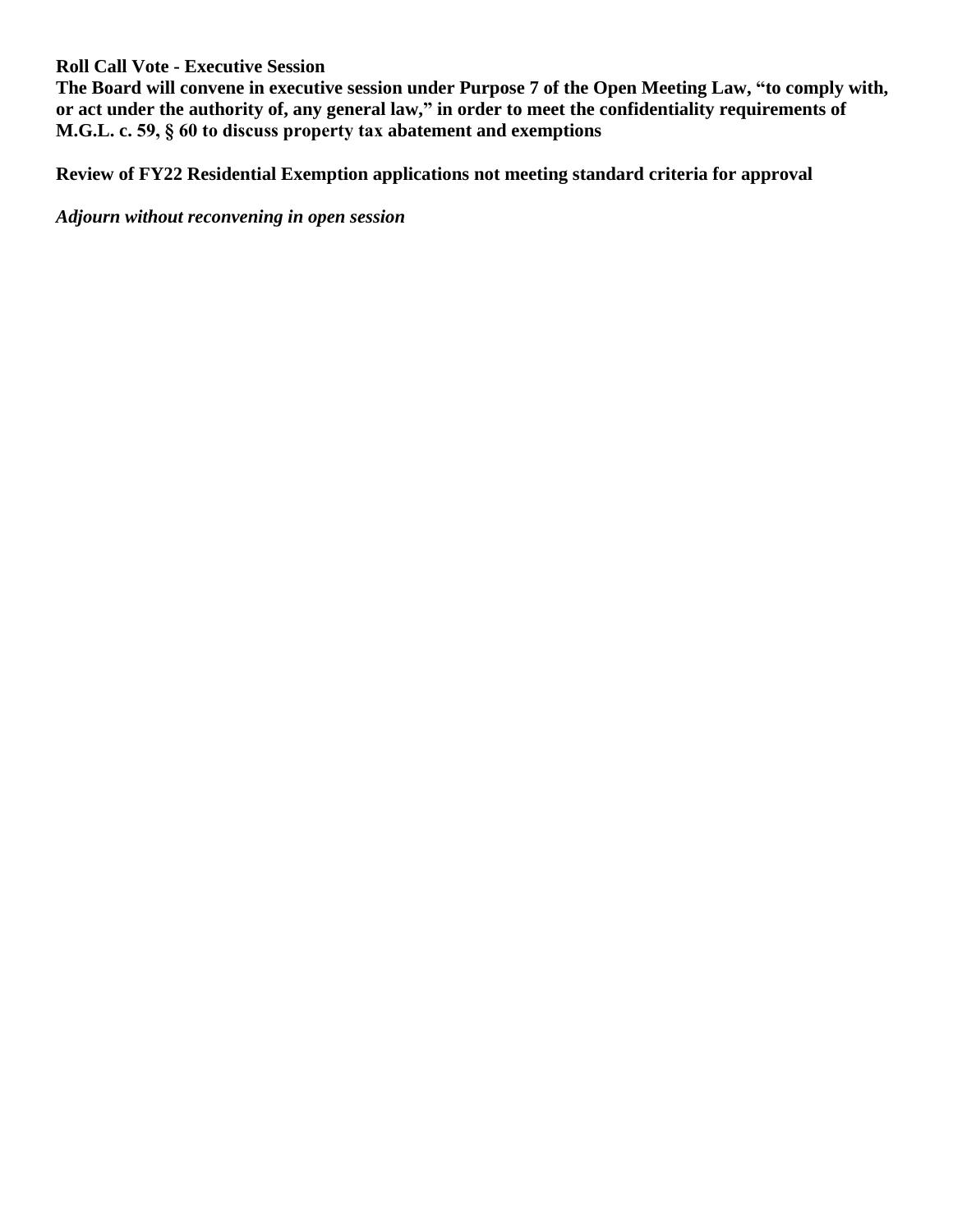**Roll Call Vote - Executive Session**
**The Board will convene in executive session under Purpose 7 of the Open Meeting Law, "to comply with, or act under the authority of, any general law," in order to meet the confidentiality requirements of M.G.L. c. 59, § 60 to discuss property tax abatement and exemptions**

**Review of FY22 Residential Exemption applications not meeting standard criteria for approval**

***Adjourn without reconvening in open session***